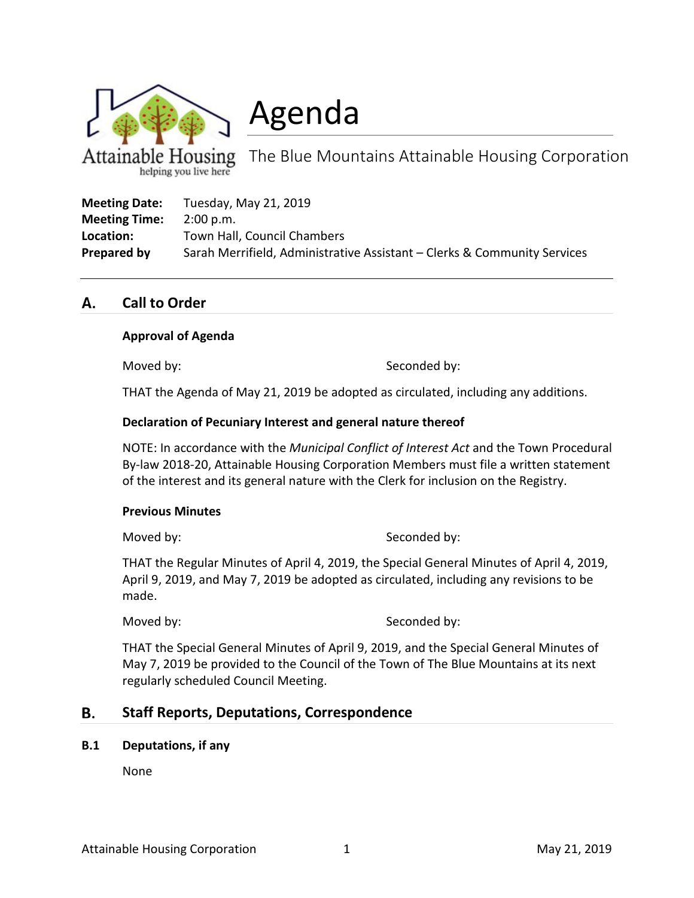# Agenda

The Blue Mountains Attainable Housing Corporation

Attainable Housing
helping you live here

**Meeting Date:** Tuesday, May 21, 2019
**Meeting Time:** 2:00 p.m.
**Location:** Town Hall, Council Chambers
**Prepared by** Sarah Merrifield, Administrative Assistant – Clerks & Community Services

---

## A. Call to Order

**Approval of Agenda**

Moved by: Seconded by:

THAT the Agenda of May 21, 2019 be adopted as circulated, including any additions.

**Declaration of Pecuniary Interest and general nature thereof**

NOTE: In accordance with the *Municipal Conflict of Interest Act* and the Town Procedural By-law 2018-20, Attainable Housing Corporation Members must file a written statement of the interest and its general nature with the Clerk for inclusion on the Registry.

**Previous Minutes**

Moved by: Seconded by:

THAT the Regular Minutes of April 4, 2019, the Special General Minutes of April 4, 2019, April 9, 2019, and May 7, 2019 be adopted as circulated, including any revisions to be made.

Moved by: Seconded by:

THAT the Special General Minutes of April 9, 2019, and the Special General Minutes of May 7, 2019 be provided to the Council of the Town of The Blue Mountains at its next regularly scheduled Council Meeting.

## B. Staff Reports, Deputations, Correspondence

### B.1 Deputations, if any

None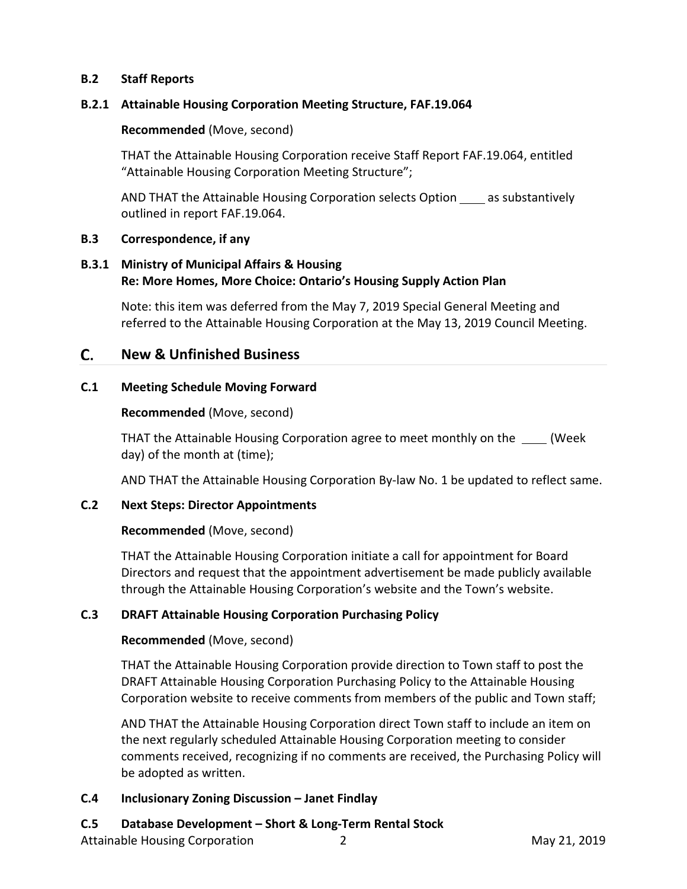### B.2 Staff Reports

#### B.2.1 Attainable Housing Corporation Meeting Structure, FAF.19.064

**Recommended** (Move, second)

THAT the Attainable Housing Corporation receive Staff Report FAF.19.064, entitled "Attainable Housing Corporation Meeting Structure";

AND THAT the Attainable Housing Corporation selects Option ____ as substantively outlined in report FAF.19.064.

### B.3 Correspondence, if any

#### B.3.1 Ministry of Municipal Affairs & Housing Re: More Homes, More Choice: Ontario's Housing Supply Action Plan

Note: this item was deferred from the May 7, 2019 Special General Meeting and referred to the Attainable Housing Corporation at the May 13, 2019 Council Meeting.

## C. New & Unfinished Business

### C.1 Meeting Schedule Moving Forward

**Recommended** (Move, second)

THAT the Attainable Housing Corporation agree to meet monthly on the ____ (Week day) of the month at (time);

AND THAT the Attainable Housing Corporation By-law No. 1 be updated to reflect same.

### C.2 Next Steps: Director Appointments

**Recommended** (Move, second)

THAT the Attainable Housing Corporation initiate a call for appointment for Board Directors and request that the appointment advertisement be made publicly available through the Attainable Housing Corporation's website and the Town's website.

### C.3 DRAFT Attainable Housing Corporation Purchasing Policy

**Recommended** (Move, second)

THAT the Attainable Housing Corporation provide direction to Town staff to post the DRAFT Attainable Housing Corporation Purchasing Policy to the Attainable Housing Corporation website to receive comments from members of the public and Town staff;

AND THAT the Attainable Housing Corporation direct Town staff to include an item on the next regularly scheduled Attainable Housing Corporation meeting to consider comments received, recognizing if no comments are received, the Purchasing Policy will be adopted as written.

### C.4 Inclusionary Zoning Discussion – Janet Findlay

### C.5 Database Development – Short & Long-Term Rental Stock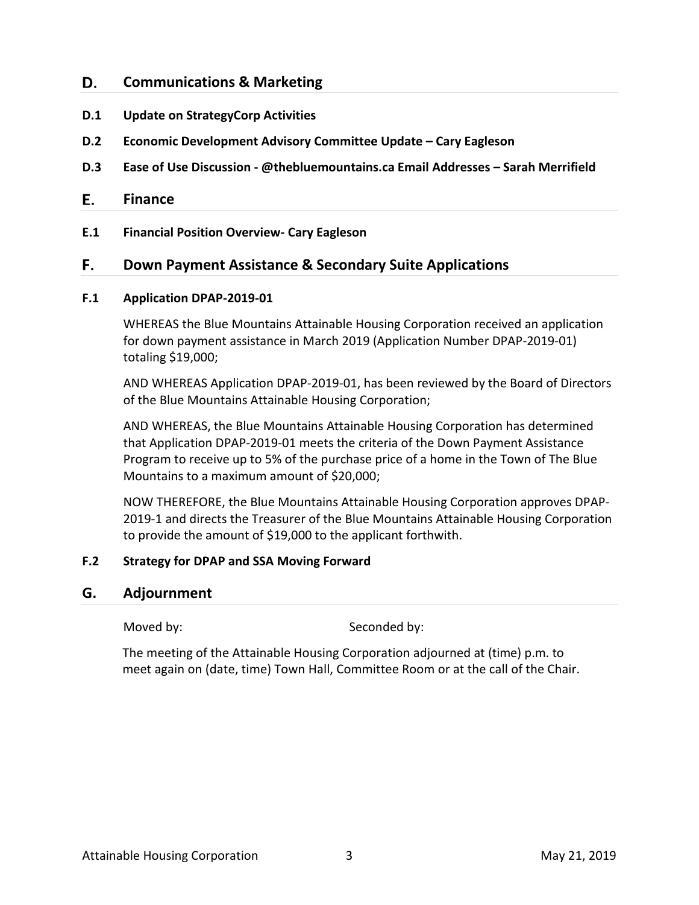## D. Communications & Marketing

**D.1 Update on StrategyCorp Activities**

**D.2 Economic Development Advisory Committee Update – Cary Eagleson**

**D.3 Ease of Use Discussion - @thebluemountains.ca Email Addresses – Sarah Merrifield**

## E. Finance

**E.1 Financial Position Overview- Cary Eagleson**

## F. Down Payment Assistance & Secondary Suite Applications

**F.1 Application DPAP-2019-01**

WHEREAS the Blue Mountains Attainable Housing Corporation received an application for down payment assistance in March 2019 (Application Number DPAP-2019-01) totaling $19,000;

AND WHEREAS Application DPAP-2019-01, has been reviewed by the Board of Directors of the Blue Mountains Attainable Housing Corporation;

AND WHEREAS, the Blue Mountains Attainable Housing Corporation has determined that Application DPAP-2019-01 meets the criteria of the Down Payment Assistance Program to receive up to 5% of the purchase price of a home in the Town of The Blue Mountains to a maximum amount of $20,000;

NOW THEREFORE, the Blue Mountains Attainable Housing Corporation approves DPAP-2019-1 and directs the Treasurer of the Blue Mountains Attainable Housing Corporation to provide the amount of $19,000 to the applicant forthwith.

**F.2 Strategy for DPAP and SSA Moving Forward**

## G. Adjournment

Moved by: Seconded by:

The meeting of the Attainable Housing Corporation adjourned at (time) p.m. to meet again on (date, time) Town Hall, Committee Room or at the call of the Chair.